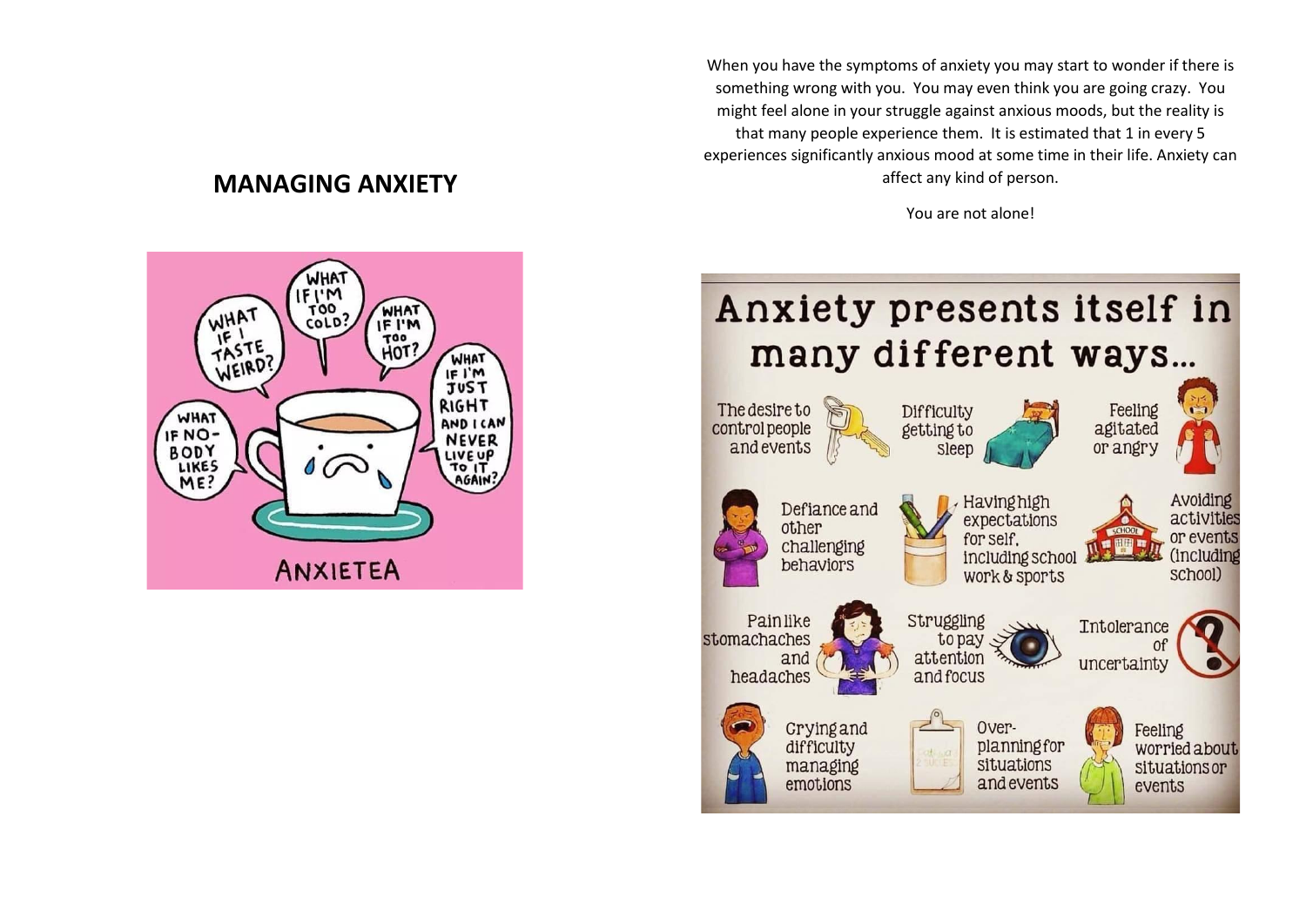# MANAGING ANXIETY

When you have the symptoms of anxiety you may start to wonder if there is something wrong with you. You may even think you are going crazy. You might feel alone in your struggle against anxious moods, but the reality is that many people experience them. It is estimated that 1 in every 5 experiences significantly anxious mood at some time in their life. Anxiety can affect any kind of person.

You are not alone!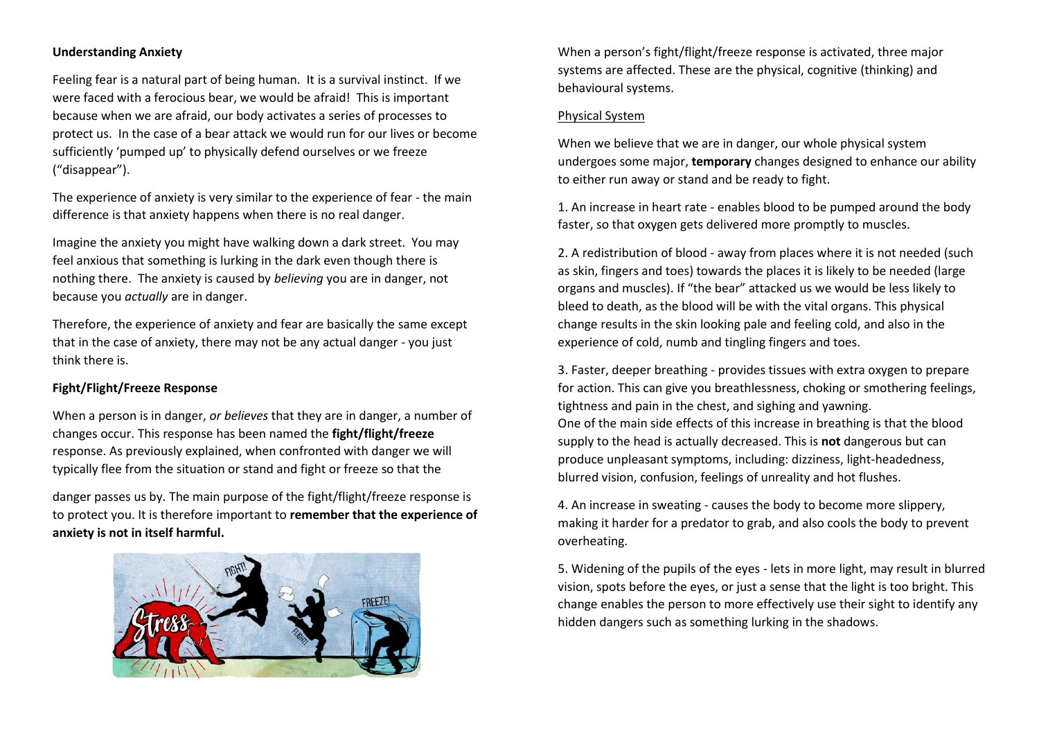**Understanding Anxiety**

Feeling fear is a natural part of being human. It is a survival instinct. If we were faced with a ferocious bear, we would be afraid! This is important because when we are afraid, our body activates a series of processes to protect us. In the case of a bear attack we would run for our lives or become sufficiently 'pumped up' to physically defend ourselves or we freeze ("disappear").

The experience of anxiety is very similar to the experience of fear - the main difference is that anxiety happens when there is no real danger.

Imagine the anxiety you might have walking down a dark street. You may feel anxious that something is lurking in the dark even though there is nothing there. The anxiety is caused by *believing* you are in danger, not because you *actually* are in danger.

Therefore, the experience of anxiety and fear are basically the same except that in the case of anxiety, there may not be any actual danger - you just think there is.

**Fight/Flight/Freeze Response**

When a person is in danger, *or believes* that they are in danger, a number of changes occur. This response has been named the **fight/flight/freeze** response. As previously explained, when confronted with danger we will typically flee from the situation or stand and fight or freeze so that the danger passes us by. The main purpose of the fight/flight/freeze response is to protect you. It is therefore important to **remember that the experience of anxiety is not in itself harmful.**

When a person's fight/flight/freeze response is activated, three major systems are affected. These are the physical, cognitive (thinking) and behavioural systems.

Physical System

When we believe that we are in danger, our whole physical system undergoes some major, **temporary** changes designed to enhance our ability to either run away or stand and be ready to fight.

1. An increase in heart rate - enables blood to be pumped around the body faster, so that oxygen gets delivered more promptly to muscles.

2. A redistribution of blood - away from places where it is not needed (such as skin, fingers and toes) towards the places it is likely to be needed (large organs and muscles). If "the bear" attacked us we would be less likely to bleed to death, as the blood will be with the vital organs. This physical change results in the skin looking pale and feeling cold, and also in the experience of cold, numb and tingling fingers and toes.

3. Faster, deeper breathing - provides tissues with extra oxygen to prepare for action. This can give you breathlessness, choking or smothering feelings, tightness and pain in the chest, and sighing and yawning.
One of the main side effects of this increase in breathing is that the blood supply to the head is actually decreased. This is **not** dangerous but can produce unpleasant symptoms, including: dizziness, light-headedness, blurred vision, confusion, feelings of unreality and hot flushes.

4. An increase in sweating - causes the body to become more slippery, making it harder for a predator to grab, and also cools the body to prevent overheating.

5. Widening of the pupils of the eyes - lets in more light, may result in blurred vision, spots before the eyes, or just a sense that the light is too bright. This change enables the person to more effectively use their sight to identify any hidden dangers such as something lurking in the shadows.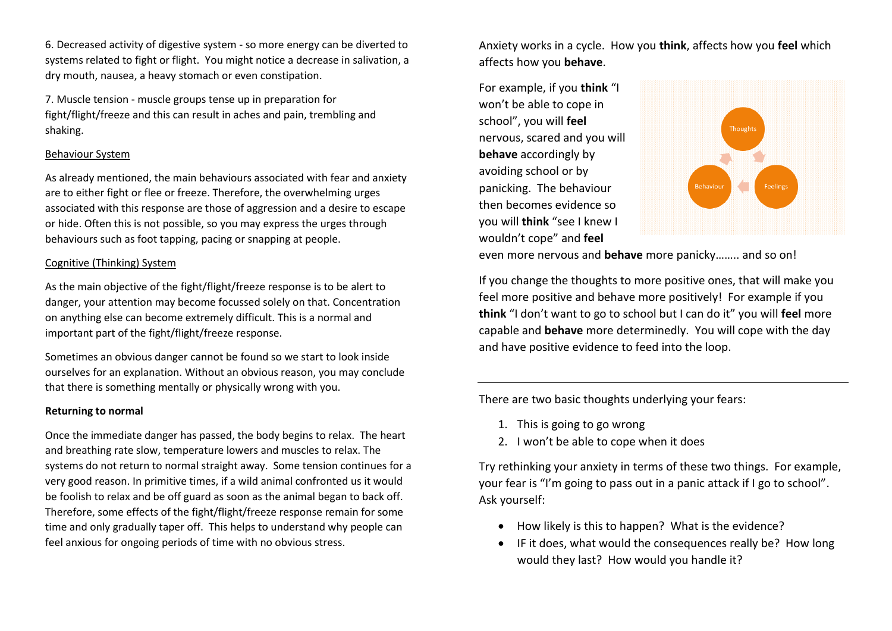6. Decreased activity of digestive system - so more energy can be diverted to systems related to fight or flight. You might notice a decrease in salivation, a dry mouth, nausea, a heavy stomach or even constipation.

7. Muscle tension - muscle groups tense up in preparation for fight/flight/freeze and this can result in aches and pain, trembling and shaking.

Behaviour System

As already mentioned, the main behaviours associated with fear and anxiety are to either fight or flee or freeze. Therefore, the overwhelming urges associated with this response are those of aggression and a desire to escape or hide. Often this is not possible, so you may express the urges through behaviours such as foot tapping, pacing or snapping at people.

Cognitive (Thinking) System

As the main objective of the fight/flight/freeze response is to be alert to danger, your attention may become focussed solely on that. Concentration on anything else can become extremely difficult. This is a normal and important part of the fight/flight/freeze response.

Sometimes an obvious danger cannot be found so we start to look inside ourselves for an explanation. Without an obvious reason, you may conclude that there is something mentally or physically wrong with you.

**Returning to normal**

Once the immediate danger has passed, the body begins to relax. The heart and breathing rate slow, temperature lowers and muscles to relax. The systems do not return to normal straight away. Some tension continues for a very good reason. In primitive times, if a wild animal confronted us it would be foolish to relax and be off guard as soon as the animal began to back off. Therefore, some effects of the fight/flight/freeze response remain for some time and only gradually taper off. This helps to understand why people can feel anxious for ongoing periods of time with no obvious stress.

Anxiety works in a cycle. How you **think**, affects how you **feel** which affects how you **behave**.

For example, if you **think** "I won't be able to cope in school", you will **feel** nervous, scared and you will **behave** accordingly by avoiding school or by panicking. The behaviour then becomes evidence so you will **think** "see I knew I wouldn't cope" and **feel** even more nervous and **behave** more panicky…….. and so on!

Thoughts → Feelings → Behaviour

If you change the thoughts to more positive ones, that will make you feel more positive and behave more positively! For example if you **think** "I don't want to go to school but I can do it" you will **feel** more capable and **behave** more determinedly. You will cope with the day and have positive evidence to feed into the loop.

---

There are two basic thoughts underlying your fears:

1. This is going to go wrong
2. I won't be able to cope when it does

Try rethinking your anxiety in terms of these two things. For example, your fear is "I'm going to pass out in a panic attack if I go to school". Ask yourself:

- How likely is this to happen? What is the evidence?
- IF it does, what would the consequences really be? How long would they last? How would you handle it?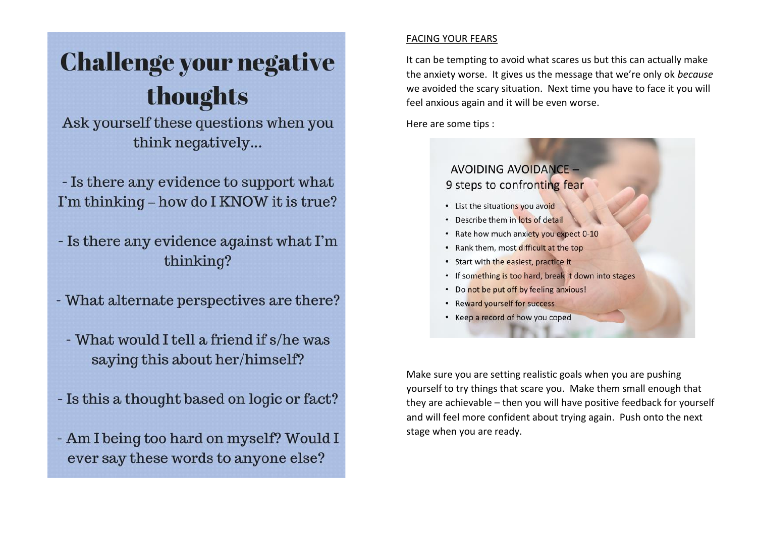# Challenge your negative thoughts

Ask yourself these questions when you think negatively…

- Is there any evidence to support what I'm thinking – how do I KNOW it is true?

- Is there any evidence against what I'm thinking?

- What alternate perspectives are there?

- What would I tell a friend if s/he was saying this about her/himself?

- Is this a thought based on logic or fact?

- Am I being too hard on myself? Would I ever say these words to anyone else?

## FACING YOUR FEARS

It can be tempting to avoid what scares us but this can actually make the anxiety worse. It gives us the message that we're only ok *because* we avoided the scary situation. Next time you have to face it you will feel anxious again and it will be even worse.

Here are some tips :

### AVOIDING AVOIDANCE – 9 steps to confronting fear

- List the situations you avoid
- Describe them in lots of detail
- Rate how much anxiety you expect 0-10
- Rank them, most difficult at the top
- Start with the easiest, practice it
- If something is too hard, break it down into stages
- Do not be put off by feeling anxious!
- Reward yourself for success
- Keep a record of how you coped

Make sure you are setting realistic goals when you are pushing yourself to try things that scare you. Make them small enough that they are achievable – then you will have positive feedback for yourself and will feel more confident about trying again. Push onto the next stage when you are ready.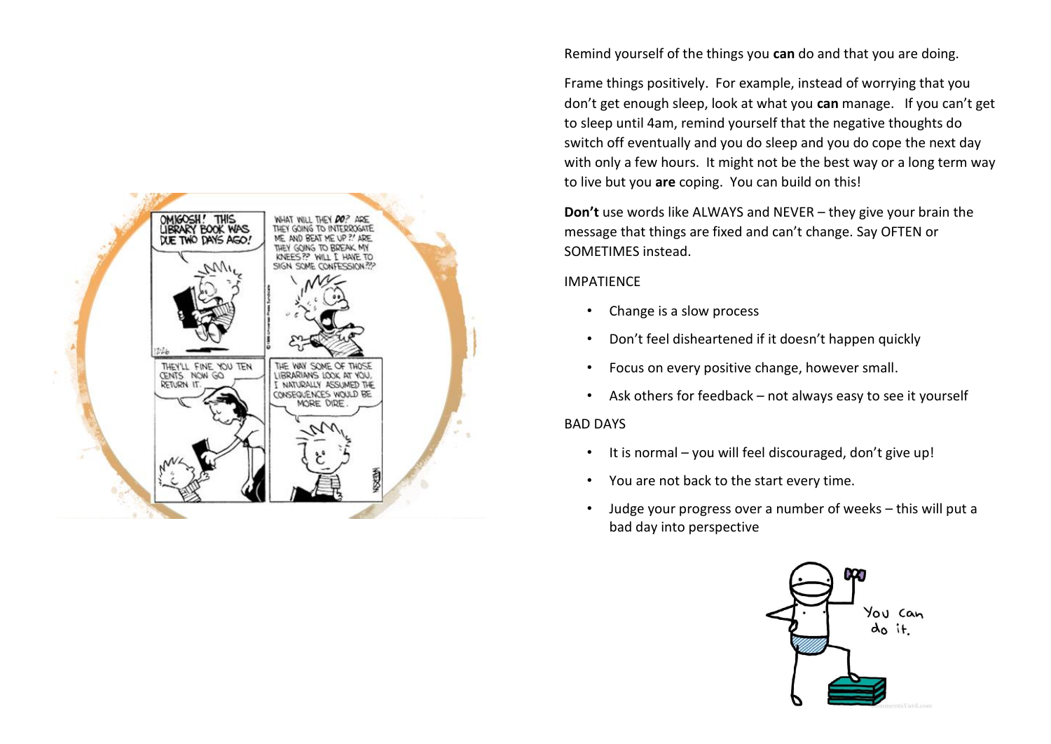Remind yourself of the things you **can** do and that you are doing.

Frame things positively. For example, instead of worrying that you don't get enough sleep, look at what you **can** manage. If you can't get to sleep until 4am, remind yourself that the negative thoughts do switch off eventually and you do sleep and you do cope the next day with only a few hours. It might not be the best way or a long term way to live but you **are** coping. You can build on this!

**Don't** use words like ALWAYS and NEVER – they give your brain the message that things are fixed and can't change. Say OFTEN or SOMETIMES instead.

IMPATIENCE

- Change is a slow process
- Don't feel disheartened if it doesn't happen quickly
- Focus on every positive change, however small.
- Ask others for feedback – not always easy to see it yourself

BAD DAYS

- It is normal – you will feel discouraged, don't give up!
- You are not back to the start every time.
- Judge your progress over a number of weeks – this will put a bad day into perspective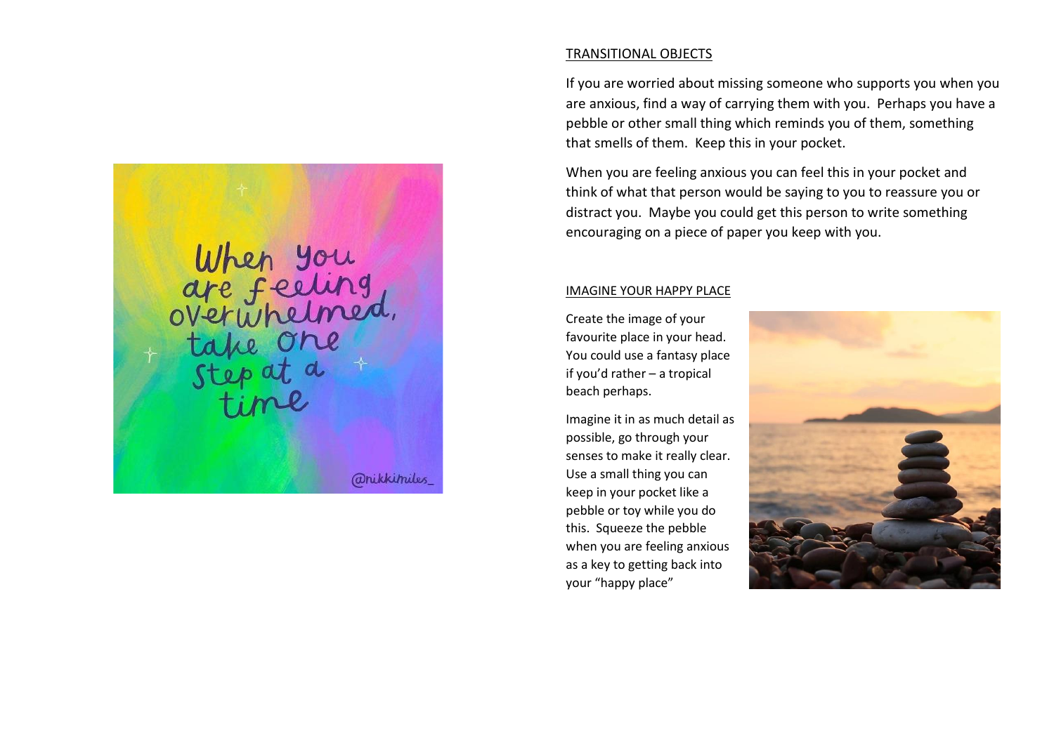## TRANSITIONAL OBJECTS

If you are worried about missing someone who supports you when you are anxious, find a way of carrying them with you. Perhaps you have a pebble or other small thing which reminds you of them, something that smells of them. Keep this in your pocket.

When you are feeling anxious you can feel this in your pocket and think of what that person would be saying to you to reassure you or distract you. Maybe you could get this person to write something encouraging on a piece of paper you keep with you.

## IMAGINE YOUR HAPPY PLACE

Create the image of your favourite place in your head. You could use a fantasy place if you'd rather – a tropical beach perhaps.

Imagine it in as much detail as possible, go through your senses to make it really clear. Use a small thing you can keep in your pocket like a pebble or toy while you do this. Squeeze the pebble when you are feeling anxious as a key to getting back into your "happy place"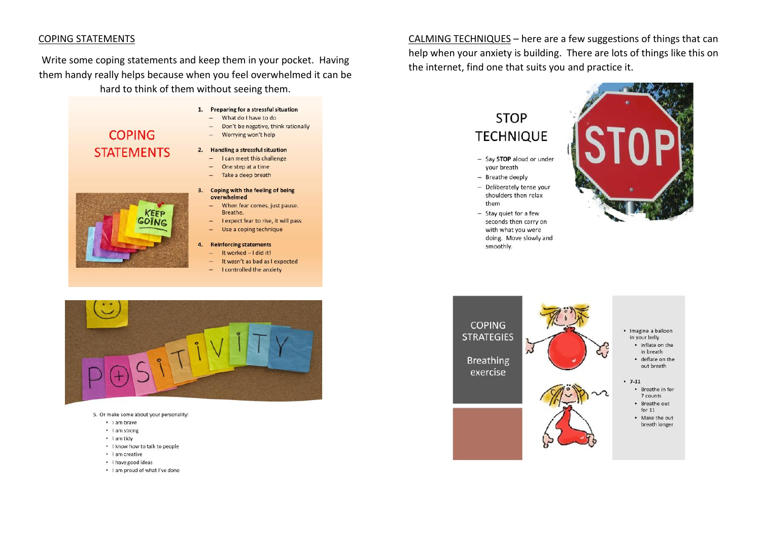## COPING STATEMENTS

Write some coping statements and keep them in your pocket. Having them handy really helps because when you feel overwhelmed it can be hard to think of them without seeing them.

### COPING STATEMENTS

1. **Preparing for a stressful situation**
   - What do I have to do
   - Don't be negative, think rationally
   - Worrying won't help
2. **Handling a stressful situation**
   - I can meet this challenge
   - One step at a time
   - Take a deep breath
3. **Coping with the feeling of being overwhelmed**
   - When fear comes, just pause. Breathe.
   - I expect fear to rise, it will pass
   - Use a coping technique
4. **Reinforcing statements**
   - It worked – I did it!
   - It wasn't as bad as I expected
   - I controlled the anxiety

KEEP GOING

POSITIVITY

5. Or make some about your personality:
   - I am brave
   - I am strong
   - I am tidy
   - I know how to talk to people
   - I am creative
   - I have good ideas
   - I am proud of what I've done

## CALMING TECHNIQUES

CALMING TECHNIQUES – here are a few suggestions of things that can help when your anxiety is building. There are lots of things like this on the internet, find one that suits you and practice it.

### STOP TECHNIQUE

- Say **STOP** aloud or under your breath
- Breathe deeply
- Deliberately tense your shoulders then relax them
- Stay quiet for a few seconds then carry on with what you were doing. Move slowly and smoothly.

### COPING STRATEGIES

Breathing exercise

- Imagine a balloon in your belly
  - inflate on the in breath
  - deflate on the out breath
- **7-11**
  - Breathe in for 7 counts
  - Breathe out for 11
  - Make the out breath longer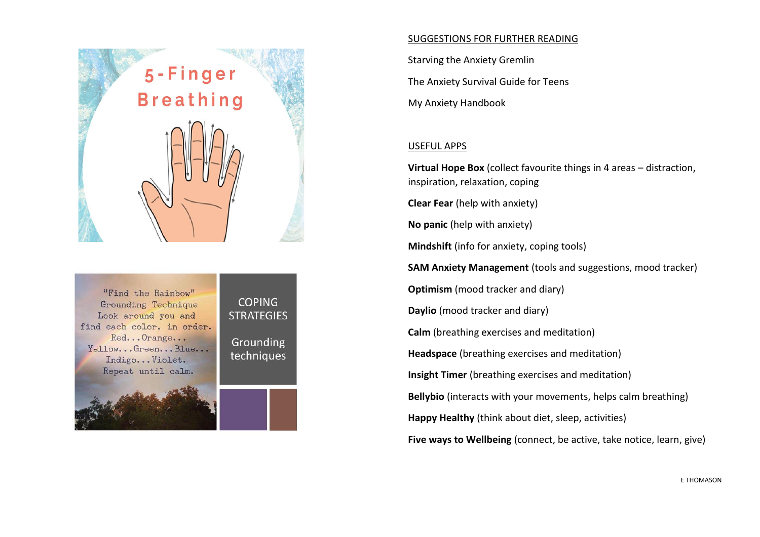5-Finger Breathing

"Find the Rainbow" Grounding Technique
Look around you and find each color, in order.
Red...Orange...
Yellow...Green...Blue...
Indigo...Violet.
Repeat until calm.

COPING STRATEGIES

Grounding techniques

## SUGGESTIONS FOR FURTHER READING

Starving the Anxiety Gremlin

The Anxiety Survival Guide for Teens

My Anxiety Handbook

## USEFUL APPS

**Virtual Hope Box** (collect favourite things in 4 areas – distraction, inspiration, relaxation, coping

**Clear Fear** (help with anxiety)

**No panic** (help with anxiety)

**Mindshift** (info for anxiety, coping tools)

**SAM Anxiety Management** (tools and suggestions, mood tracker)

**Optimism** (mood tracker and diary)

**Daylio** (mood tracker and diary)

**Calm** (breathing exercises and meditation)

**Headspace** (breathing exercises and meditation)

**Insight Timer** (breathing exercises and meditation)

**Bellybio** (interacts with your movements, helps calm breathing)

**Happy Healthy** (think about diet, sleep, activities)

**Five ways to Wellbeing** (connect, be active, take notice, learn, give)

E THOMASON